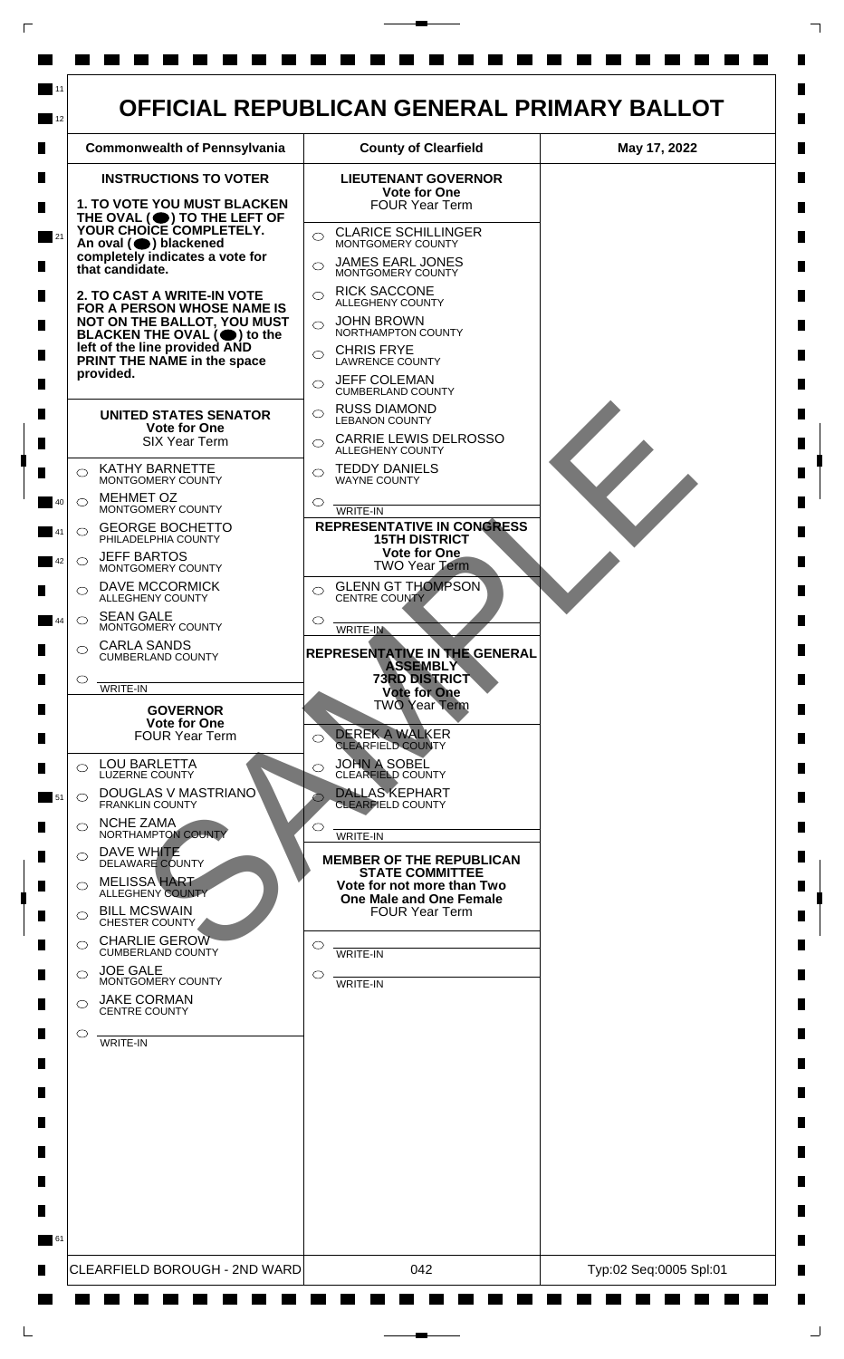# OFFICIAL REPUBLICAN GENERAL PRIMARY BALLOT

| Commonwealth of Pennsylvania | County of Clearfield | May 17, 2022 |
| --- | --- | --- |

## INSTRUCTIONS TO VOTER

**1. TO VOTE YOU MUST BLACKEN THE OVAL (⬤) TO THE LEFT OF YOUR CHOICE COMPLETELY. An oval (⬤) blackened completely indicates a vote for that candidate.**

**2. TO CAST A WRITE-IN VOTE FOR A PERSON WHOSE NAME IS NOT ON THE BALLOT, YOU MUST BLACKEN THE OVAL (⬤) to the left of the line provided AND PRINT THE NAME in the space provided.**

### UNITED STATES SENATOR
**Vote for One**
SIX Year Term

- ○ KATHY BARNETTE — MONTGOMERY COUNTY
- ○ MEHMET OZ — MONTGOMERY COUNTY
- ○ GEORGE BOCHETTO — PHILADELPHIA COUNTY
- ○ JEFF BARTOS — MONTGOMERY COUNTY
- ○ DAVE MCCORMICK — ALLEGHENY COUNTY
- ○ SEAN GALE — MONTGOMERY COUNTY
- ○ CARLA SANDS — CUMBERLAND COUNTY
- ○ ________ WRITE-IN

### GOVERNOR
**Vote for One**
FOUR Year Term

- ○ LOU BARLETTA — LUZERNE COUNTY
- ○ DOUGLAS V MASTRIANO — FRANKLIN COUNTY
- ○ NCHE ZAMA — NORTHAMPTON COUNTY
- ○ DAVE WHITE — DELAWARE COUNTY
- ○ MELISSA HART — ALLEGHENY COUNTY
- ○ BILL MCSWAIN — CHESTER COUNTY
- ○ CHARLIE GEROW — CUMBERLAND COUNTY
- ○ JOE GALE — MONTGOMERY COUNTY
- ○ JAKE CORMAN — CENTRE COUNTY
- ○ ________ WRITE-IN

### LIEUTENANT GOVERNOR
**Vote for One**
FOUR Year Term

- ○ CLARICE SCHILLINGER — MONTGOMERY COUNTY
- ○ JAMES EARL JONES — MONTGOMERY COUNTY
- ○ RICK SACCONE — ALLEGHENY COUNTY
- ○ JOHN BROWN — NORTHAMPTON COUNTY
- ○ CHRIS FRYE — LAWRENCE COUNTY
- ○ JEFF COLEMAN — CUMBERLAND COUNTY
- ○ RUSS DIAMOND — LEBANON COUNTY
- ○ CARRIE LEWIS DELROSSO — ALLEGHENY COUNTY
- ○ TEDDY DANIELS — WAYNE COUNTY
- ○ ________ WRITE-IN

### REPRESENTATIVE IN CONGRESS 15TH DISTRICT
**Vote for One**
TWO Year Term

- ○ GLENN GT THOMPSON — CENTRE COUNTY
- ○ ________ WRITE-IN

### REPRESENTATIVE IN THE GENERAL ASSEMBLY 73RD DISTRICT
**Vote for One**
TWO Year Term

- ○ DEREK A WALKER — CLEARFIELD COUNTY
- ○ JOHN A SOBEL — CLEARFIELD COUNTY
- ○ DALLAS KEPHART — CLEARFIELD COUNTY
- ○ ________ WRITE-IN

### MEMBER OF THE REPUBLICAN STATE COMMITTEE
**Vote for not more than Two**
**One Male and One Female**
FOUR Year Term

- ○ ________ WRITE-IN
- ○ ________ WRITE-IN

SAMPLE

| CLEARFIELD BOROUGH - 2ND WARD | 042 | Typ:02 Seq:0005 Spl:01 |
| --- | --- | --- |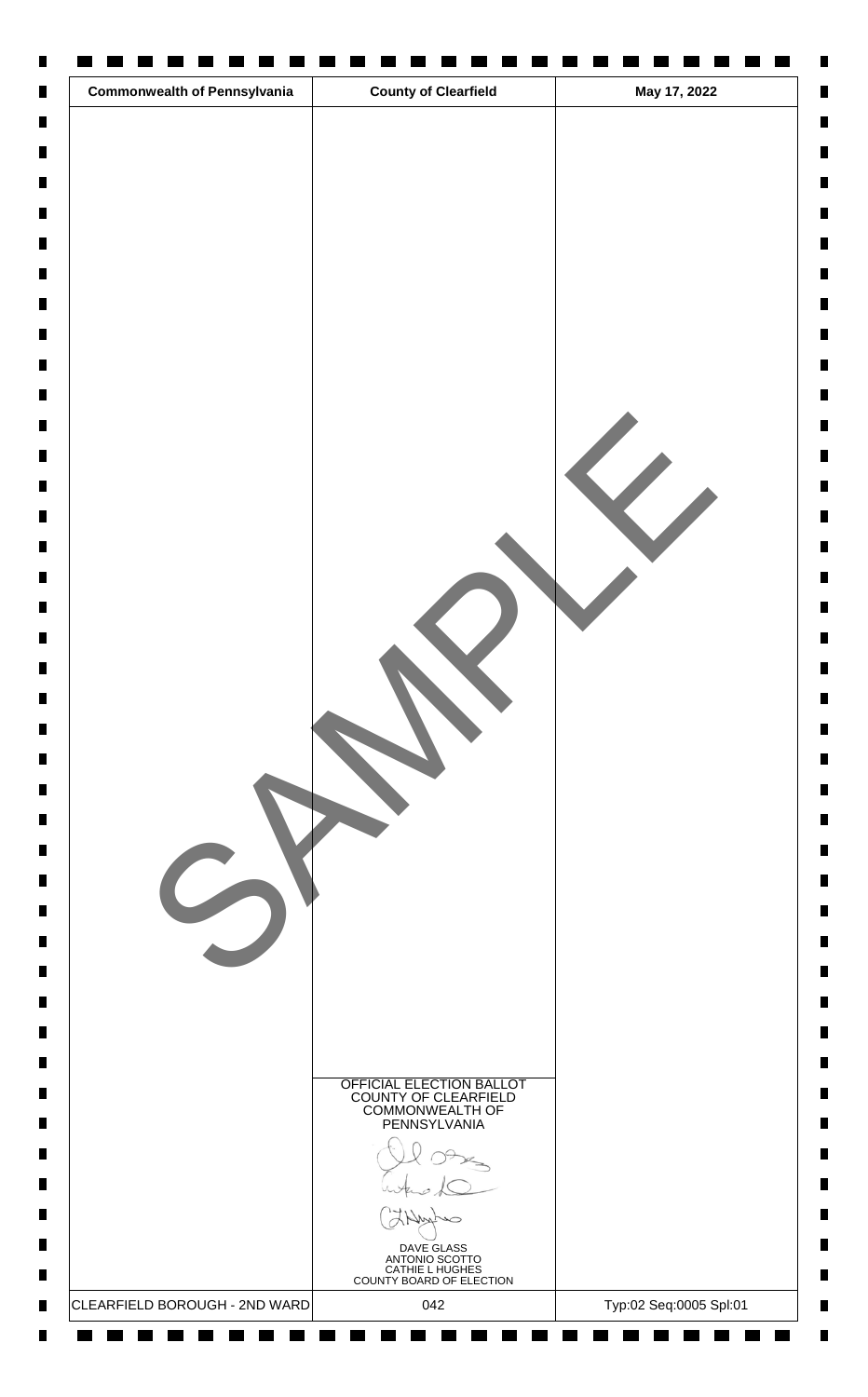| Commonwealth of Pennsylvania | County of Clearfield | May 17, 2022 |
|---|---|---|
| | OFFICIAL ELECTION BALLOT<br>COUNTY OF CLEARFIELD<br>COMMONWEALTH OF PENNSYLVANIA<br><br>DAVE GLASS<br>ANTONIO SCOTTO<br>CATHIE L HUGHES<br>COUNTY BOARD OF ELECTION | |
| CLEARFIELD BOROUGH - 2ND WARD | 042 | Typ:02 Seq:0005 Spl:01 |

SAMPLE